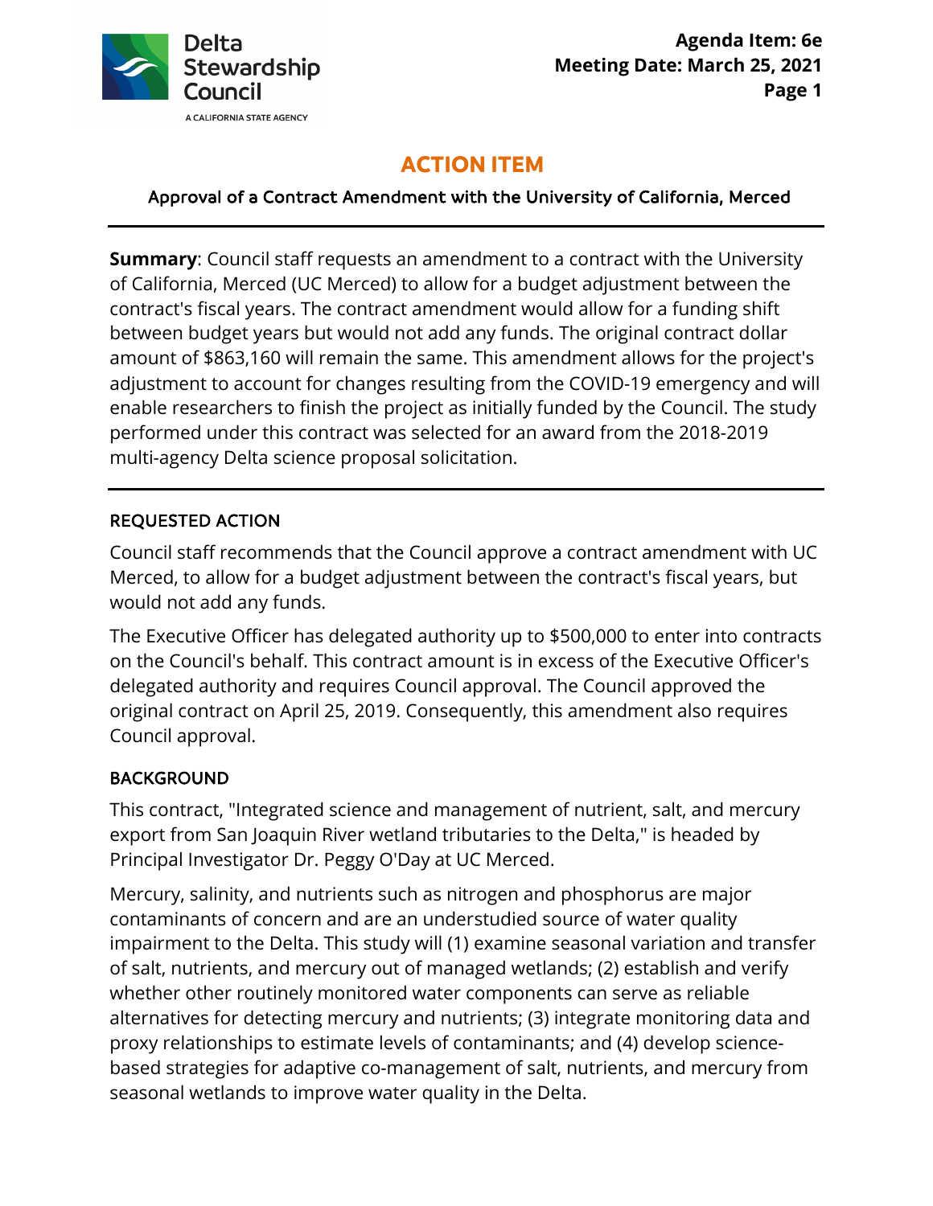Delta Stewardship Council

A CALIFORNIA STATE AGENCY

**Agenda Item: 6e**
**Meeting Date: March 25, 2021**

# ACTION ITEM

## Approval of a Contract Amendment with the University of California, Merced

---

**Summary**: Council staff requests an amendment to a contract with the University of California, Merced (UC Merced) to allow for a budget adjustment between the contract's fiscal years. The contract amendment would allow for a funding shift between budget years but would not add any funds. The original contract dollar amount of $863,160 will remain the same. This amendment allows for the project's adjustment to account for changes resulting from the COVID-19 emergency and will enable researchers to finish the project as initially funded by the Council. The study performed under this contract was selected for an award from the 2018-2019 multi-agency Delta science proposal solicitation.

---

### REQUESTED ACTION

Council staff recommends that the Council approve a contract amendment with UC Merced, to allow for a budget adjustment between the contract's fiscal years, but would not add any funds.

The Executive Officer has delegated authority up to $500,000 to enter into contracts on the Council's behalf. This contract amount is in excess of the Executive Officer's delegated authority and requires Council approval. The Council approved the original contract on April 25, 2019. Consequently, this amendment also requires Council approval.

### BACKGROUND

This contract, "Integrated science and management of nutrient, salt, and mercury export from San Joaquin River wetland tributaries to the Delta," is headed by Principal Investigator Dr. Peggy O'Day at UC Merced.

Mercury, salinity, and nutrients such as nitrogen and phosphorus are major contaminants of concern and are an understudied source of water quality impairment to the Delta. This study will (1) examine seasonal variation and transfer of salt, nutrients, and mercury out of managed wetlands; (2) establish and verify whether other routinely monitored water components can serve as reliable alternatives for detecting mercury and nutrients; (3) integrate monitoring data and proxy relationships to estimate levels of contaminants; and (4) develop science-based strategies for adaptive co-management of salt, nutrients, and mercury from seasonal wetlands to improve water quality in the Delta.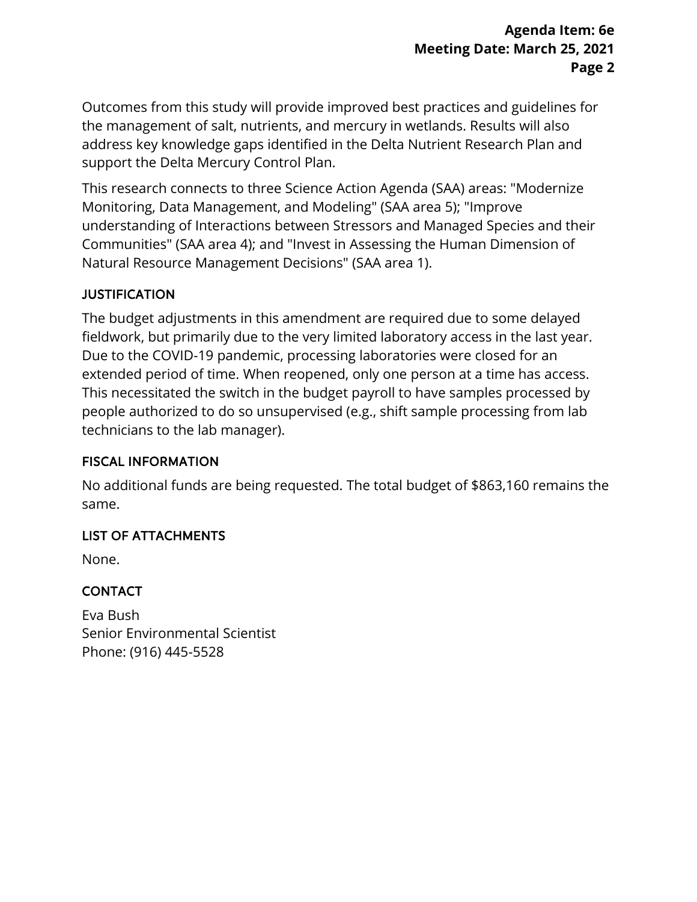Outcomes from this study will provide improved best practices and guidelines for the management of salt, nutrients, and mercury in wetlands. Results will also address key knowledge gaps identified in the Delta Nutrient Research Plan and support the Delta Mercury Control Plan.

This research connects to three Science Action Agenda (SAA) areas: "Modernize Monitoring, Data Management, and Modeling" (SAA area 5); "Improve understanding of Interactions between Stressors and Managed Species and their Communities" (SAA area 4); and "Invest in Assessing the Human Dimension of Natural Resource Management Decisions" (SAA area 1).

## JUSTIFICATION

The budget adjustments in this amendment are required due to some delayed fieldwork, but primarily due to the very limited laboratory access in the last year. Due to the COVID-19 pandemic, processing laboratories were closed for an extended period of time. When reopened, only one person at a time has access. This necessitated the switch in the budget payroll to have samples processed by people authorized to do so unsupervised (e.g., shift sample processing from lab technicians to the lab manager).

## FISCAL INFORMATION

No additional funds are being requested. The total budget of $863,160 remains the same.

## LIST OF ATTACHMENTS

None.

## CONTACT

Eva Bush
Senior Environmental Scientist
Phone: (916) 445-5528